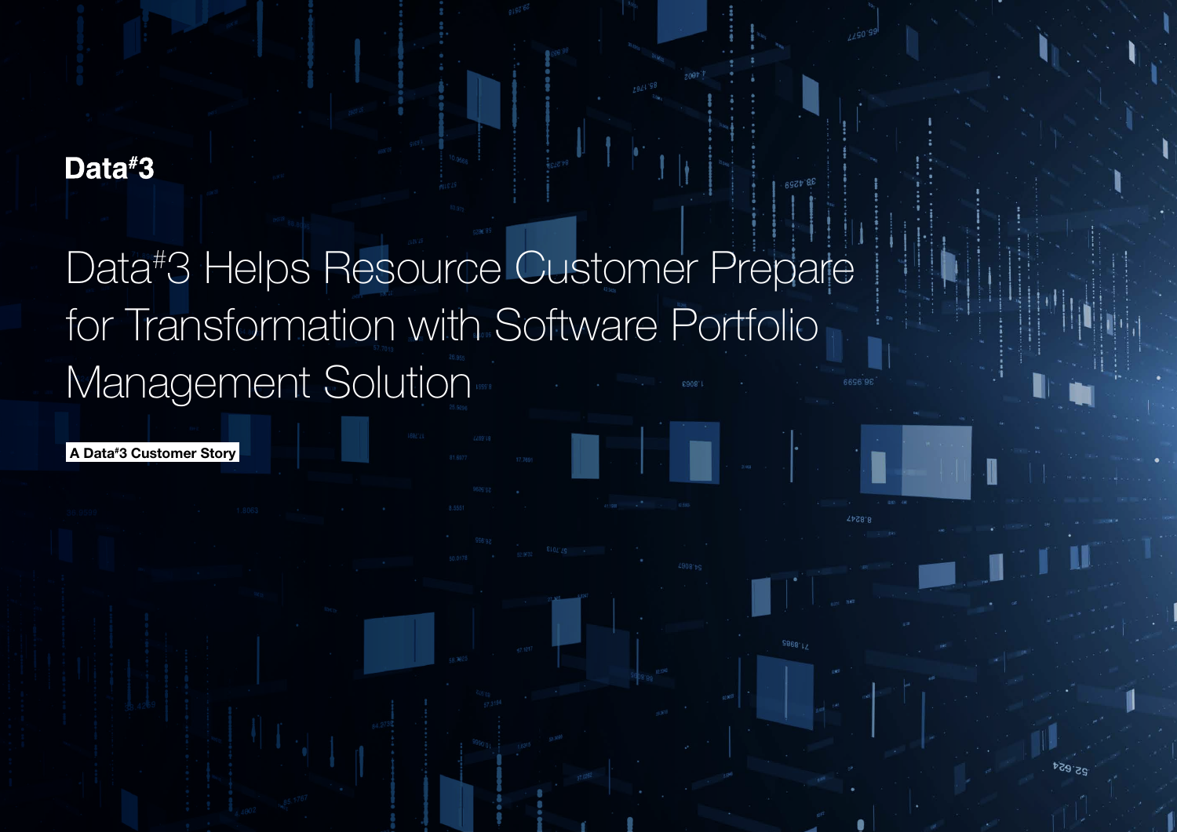Data#3

# Data#3 Helps Resource Customer Prepare for Transformation with Software Portfolio Management Solution

A Data#3 Customer Story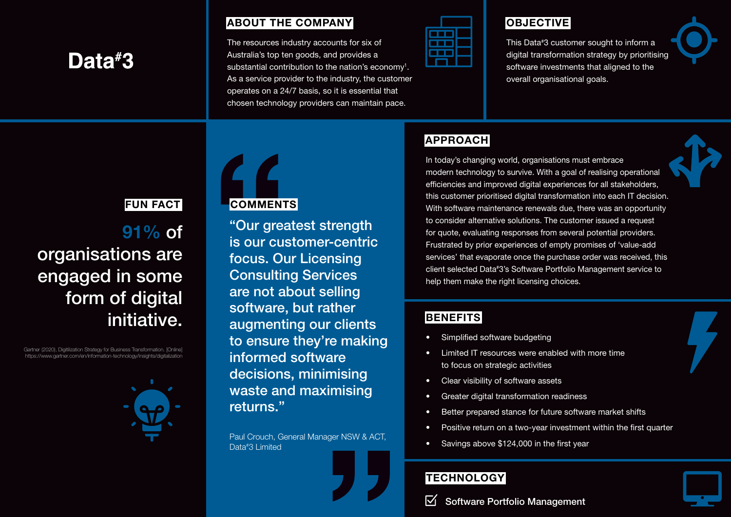# Data#3

## ABOUT THE COMPANY

The resources industry accounts for six of Australia's top ten goods, and provides a substantial contribution to the nation's economy[1]. As a service provider to the industry, the customer operates on a 24/7 basis, so it is essential that chosen technology providers can maintain pace.

## OBJECTIVE

This Data#3 customer sought to inform a digital transformation strategy by prioritising software investments that aligned to the overall organisational goals.

## FUN FACT

**91% of organisations are engaged in some form of digital initiative.**

Gartner (2020), Digitilization Strategy for Business Transformation. [Online] https://www.gartner.com/en/information-technology/insights/digitalization

## COMMENTS

"Our greatest strength is our customer-centric focus. Our Licensing Consulting Services are not about selling software, but rather augmenting our clients to ensure they're making informed software decisions, minimising waste and maximising returns."

Paul Crouch, General Manager NSW & ACT, Data#3 Limited

## APPROACH

In today's changing world, organisations must embrace modern technology to survive. With a goal of realising operational efficiencies and improved digital experiences for all stakeholders, this customer prioritised digital transformation into each IT decision. With software maintenance renewals due, there was an opportunity to consider alternative solutions. The customer issued a request for quote, evaluating responses from several potential providers. Frustrated by prior experiences of empty promises of 'value-add services' that evaporate once the purchase order was received, this client selected Data#3's Software Portfolio Management service to help them make the right licensing choices.

## BENEFITS

- Simplified software budgeting
- Limited IT resources were enabled with more time to focus on strategic activities
- Clear visibility of software assets
- Greater digital transformation readiness
- Better prepared stance for future software market shifts
- Positive return on a two-year investment within the first quarter
- Savings above $124,000 in the first year

## TECHNOLOGY

☑ Software Portfolio Management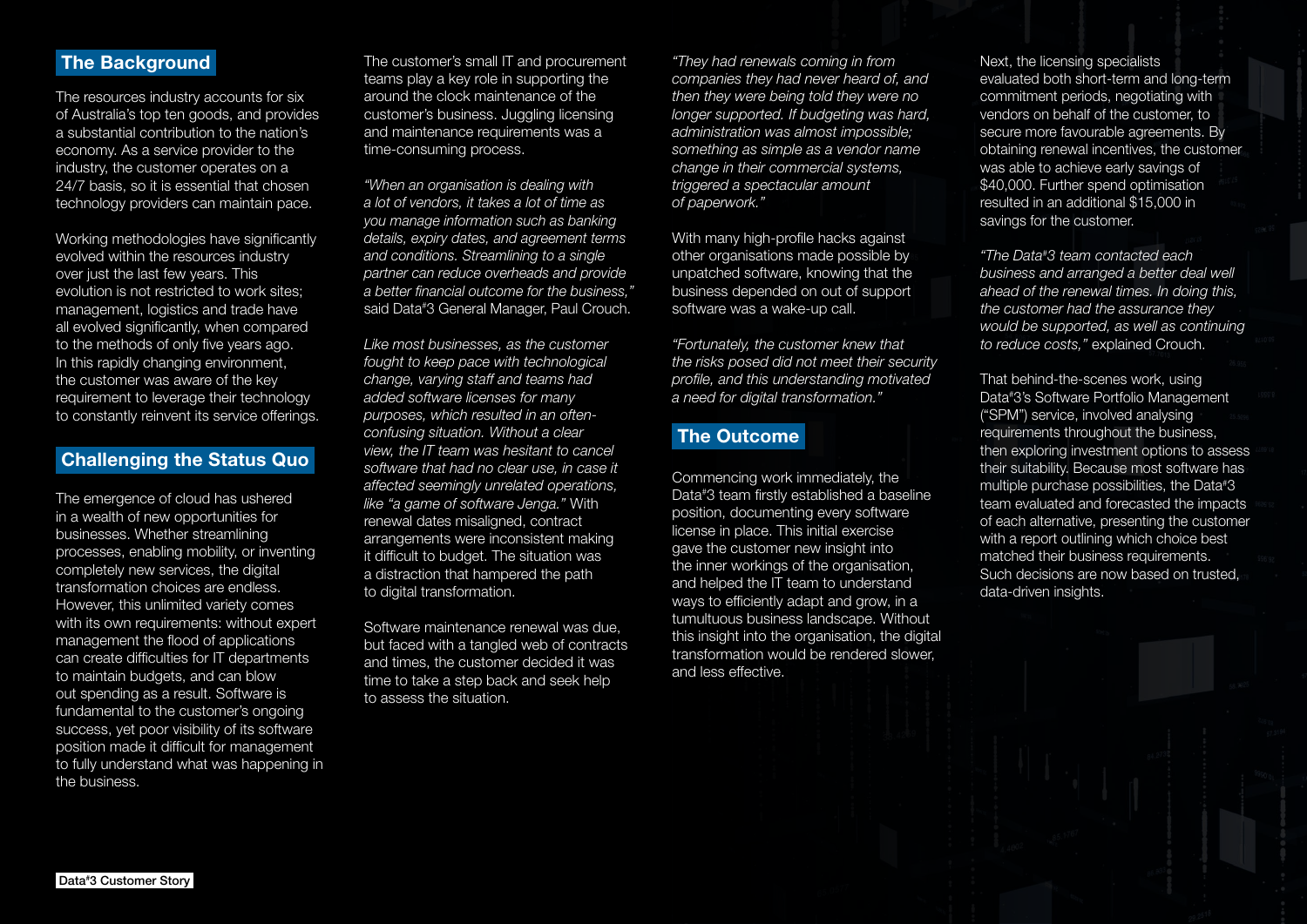## The Background

The resources industry accounts for six of Australia's top ten goods, and provides a substantial contribution to the nation's economy. As a service provider to the industry, the customer operates on a 24/7 basis, so it is essential that chosen technology providers can maintain pace.

Working methodologies have significantly evolved within the resources industry over just the last few years. This evolution is not restricted to work sites; management, logistics and trade have all evolved significantly, when compared to the methods of only five years ago. In this rapidly changing environment, the customer was aware of the key requirement to leverage their technology to constantly reinvent its service offerings.

## Challenging the Status Quo

The emergence of cloud has ushered in a wealth of new opportunities for businesses. Whether streamlining processes, enabling mobility, or inventing completely new services, the digital transformation choices are endless. However, this unlimited variety comes with its own requirements: without expert management the flood of applications can create difficulties for IT departments to maintain budgets, and can blow out spending as a result. Software is fundamental to the customer's ongoing success, yet poor visibility of its software position made it difficult for management to fully understand what was happening in the business.

The customer's small IT and procurement teams play a key role in supporting the around the clock maintenance of the customer's business. Juggling licensing and maintenance requirements was a time-consuming process.

*"When an organisation is dealing with a lot of vendors, it takes a lot of time as you manage information such as banking details, expiry dates, and agreement terms and conditions. Streamlining to a single partner can reduce overheads and provide a better financial outcome for the business,"* said Data#3 General Manager, Paul Crouch.

*Like most businesses, as the customer fought to keep pace with technological change, varying staff and teams had added software licenses for many purposes, which resulted in an often-confusing situation. Without a clear view, the IT team was hesitant to cancel software that had no clear use, in case it affected seemingly unrelated operations, like "a game of software Jenga."* With renewal dates misaligned, contract arrangements were inconsistent making it difficult to budget. The situation was a distraction that hampered the path to digital transformation.

Software maintenance renewal was due, but faced with a tangled web of contracts and times, the customer decided it was time to take a step back and seek help to assess the situation.

*"They had renewals coming in from companies they had never heard of, and then they were being told they were no longer supported. If budgeting was hard, administration was almost impossible; something as simple as a vendor name change in their commercial systems, triggered a spectacular amount of paperwork."*

With many high-profile hacks against other organisations made possible by unpatched software, knowing that the business depended on out of support software was a wake-up call.

*"Fortunately, the customer knew that the risks posed did not meet their security profile, and this understanding motivated a need for digital transformation."*

## The Outcome

Commencing work immediately, the Data#3 team firstly established a baseline position, documenting every software license in place. This initial exercise gave the customer new insight into the inner workings of the organisation, and helped the IT team to understand ways to efficiently adapt and grow, in a tumultuous business landscape. Without this insight into the organisation, the digital transformation would be rendered slower, and less effective.

Next, the licensing specialists evaluated both short-term and long-term commitment periods, negotiating with vendors on behalf of the customer, to secure more favourable agreements. By obtaining renewal incentives, the customer was able to achieve early savings of $40,000. Further spend optimisation resulted in an additional $15,000 in savings for the customer.

*"The Data#3 team contacted each business and arranged a better deal well ahead of the renewal times. In doing this, the customer had the assurance they would be supported, as well as continuing to reduce costs,"* explained Crouch.

That behind-the-scenes work, using Data#3's Software Portfolio Management ("SPM") service, involved analysing requirements throughout the business, then exploring investment options to assess their suitability. Because most software has multiple purchase possibilities, the Data#3 team evaluated and forecasted the impacts of each alternative, presenting the customer with a report outlining which choice best matched their business requirements. Such decisions are now based on trusted, data-driven insights.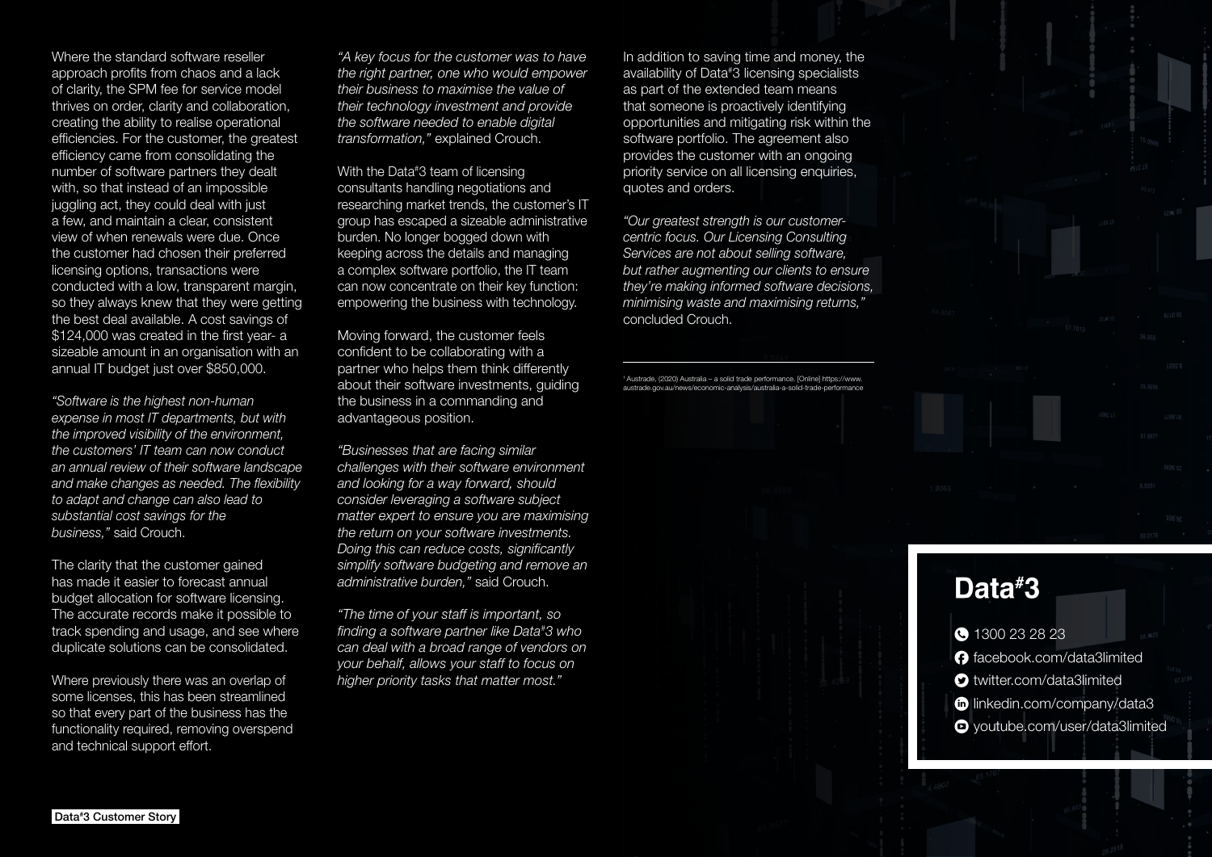Where the standard software reseller approach profits from chaos and a lack of clarity, the SPM fee for service model thrives on order, clarity and collaboration, creating the ability to realise operational efficiencies. For the customer, the greatest efficiency came from consolidating the number of software partners they dealt with, so that instead of an impossible juggling act, they could deal with just a few, and maintain a clear, consistent view of when renewals were due. Once the customer had chosen their preferred licensing options, transactions were conducted with a low, transparent margin, so they always knew that they were getting the best deal available. A cost savings of $124,000 was created in the first year- a sizeable amount in an organisation with an annual IT budget just over $850,000.

*"Software is the highest non-human expense in most IT departments, but with the improved visibility of the environment, the customers' IT team can now conduct an annual review of their software landscape and make changes as needed. The flexibility to adapt and change can also lead to substantial cost savings for the business,"* said Crouch.

The clarity that the customer gained has made it easier to forecast annual budget allocation for software licensing. The accurate records make it possible to track spending and usage, and see where duplicate solutions can be consolidated.

Where previously there was an overlap of some licenses, this has been streamlined so that every part of the business has the functionality required, removing overspend and technical support effort.

*"A key focus for the customer was to have the right partner, one who would empower their business to maximise the value of their technology investment and provide the software needed to enable digital transformation,"* explained Crouch.

With the Data#3 team of licensing consultants handling negotiations and researching market trends, the customer's IT group has escaped a sizeable administrative burden. No longer bogged down with keeping across the details and managing a complex software portfolio, the IT team can now concentrate on their key function: empowering the business with technology.

Moving forward, the customer feels confident to be collaborating with a partner who helps them think differently about their software investments, guiding the business in a commanding and advantageous position.

*"Businesses that are facing similar challenges with their software environment and looking for a way forward, should consider leveraging a software subject matter expert to ensure you are maximising the return on your software investments. Doing this can reduce costs, significantly simplify software budgeting and remove an administrative burden,"* said Crouch.

*"The time of your staff is important, so finding a software partner like Data#3 who can deal with a broad range of vendors on your behalf, allows your staff to focus on higher priority tasks that matter most."*

In addition to saving time and money, the availability of Data#3 licensing specialists as part of the extended team means that someone is proactively identifying opportunities and mitigating risk within the software portfolio. The agreement also provides the customer with an ongoing priority service on all licensing enquiries, quotes and orders.

*"Our greatest strength is our customer-centric focus. Our Licensing Consulting Services are not about selling software, but rather augmenting our clients to ensure they're making informed software decisions, minimising waste and maximising returns,"* concluded Crouch.

---

[1] Austrade, (2020) Australia – a solid trade performance. [Online] https://www.austrade.gov.au/news/economic-analysis/australia-a-solid-trade-performance

## Data#3

1300 23 28 23
facebook.com/data3limited
twitter.com/data3limited
linkedin.com/company/data3
youtube.com/user/data3limited